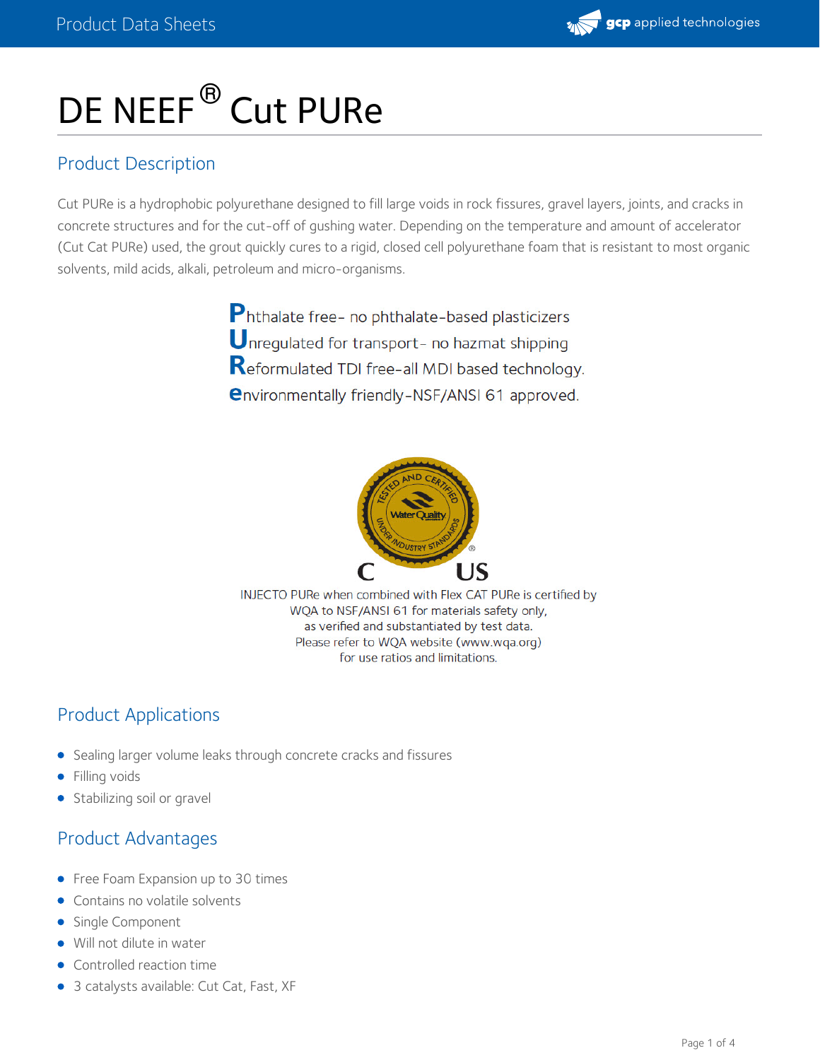# DE NEEF® Cut PURe

## Product Description

Cut PURe is a hydrophobic polyurethane designed to fill large voids in rock fissures, gravel layers, joints, and cracks in concrete structures and for the cut-off of gushing water. Depending on the temperature and amount of accelerator (Cut Cat PURe) used, the grout quickly cures to a rigid, closed cell polyurethane foam that is resistant to most organic solvents, mild acids, alkali, petroleum and micro-organisms.

**P**hthalate free- no phthalate-based plasticizers
**U**nregulated for transport- no hazmat shipping
**R**eformulated TDI free-all MDI based technology.
**e**nvironmentally friendly-NSF/ANSI 61 approved.

INJECTO PURe when combined with Flex CAT PURe is certified by WQA to NSF/ANSI 61 for materials safety only, as verified and substantiated by test data. Please refer to WQA website (www.wqa.org) for use ratios and limitations.

## Product Applications

- Sealing larger volume leaks through concrete cracks and fissures
- Filling voids
- Stabilizing soil or gravel

## Product Advantages

- Free Foam Expansion up to 30 times
- Contains no volatile solvents
- Single Component
- Will not dilute in water
- Controlled reaction time
- 3 catalysts available: Cut Cat, Fast, XF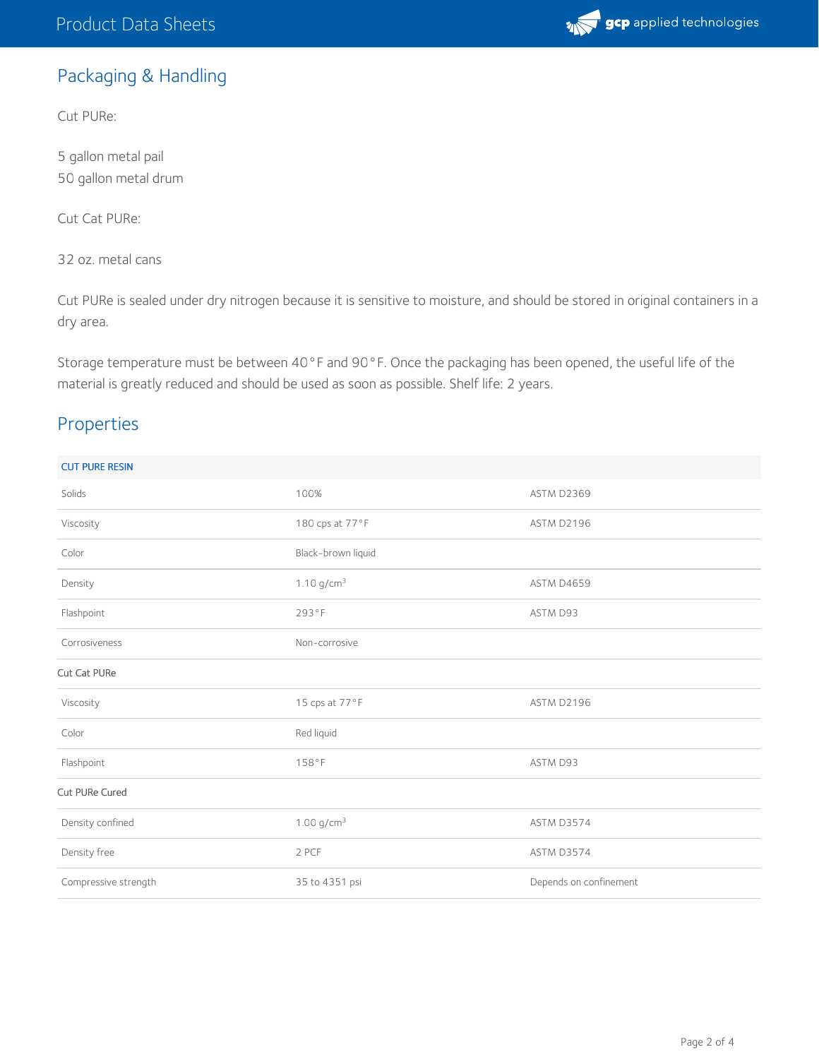## Packaging & Handling

Cut PURe:

5 gallon metal pail
50 gallon metal drum

Cut Cat PURe:

32 oz. metal cans

Cut PURe is sealed under dry nitrogen because it is sensitive to moisture, and should be stored in original containers in a dry area.

Storage temperature must be between 40°F and 90°F. Once the packaging has been opened, the useful life of the material is greatly reduced and should be used as soon as possible. Shelf life: 2 years.

## Properties

| CUT PURE RESIN | | |
|---|---|---|
| Solids | 100% | ASTM D2369 |
| Viscosity | 180 cps at 77°F | ASTM D2196 |
| Color | Black-brown liquid | |
| Density | 1.10 g/cm$^3$ | ASTM D4659 |
| Flashpoint | 293°F | ASTM D93 |
| Corrosiveness | Non-corrosive | |
| Cut Cat PURe | | |
| Viscosity | 15 cps at 77°F | ASTM D2196 |
| Color | Red liquid | |
| Flashpoint | 158°F | ASTM D93 |
| Cut PURe Cured | | |
| Density confined | 1.00 g/cm$^3$ | ASTM D3574 |
| Density free | 2 PCF | ASTM D3574 |
| Compressive strength | 35 to 4351 psi | Depends on confinement |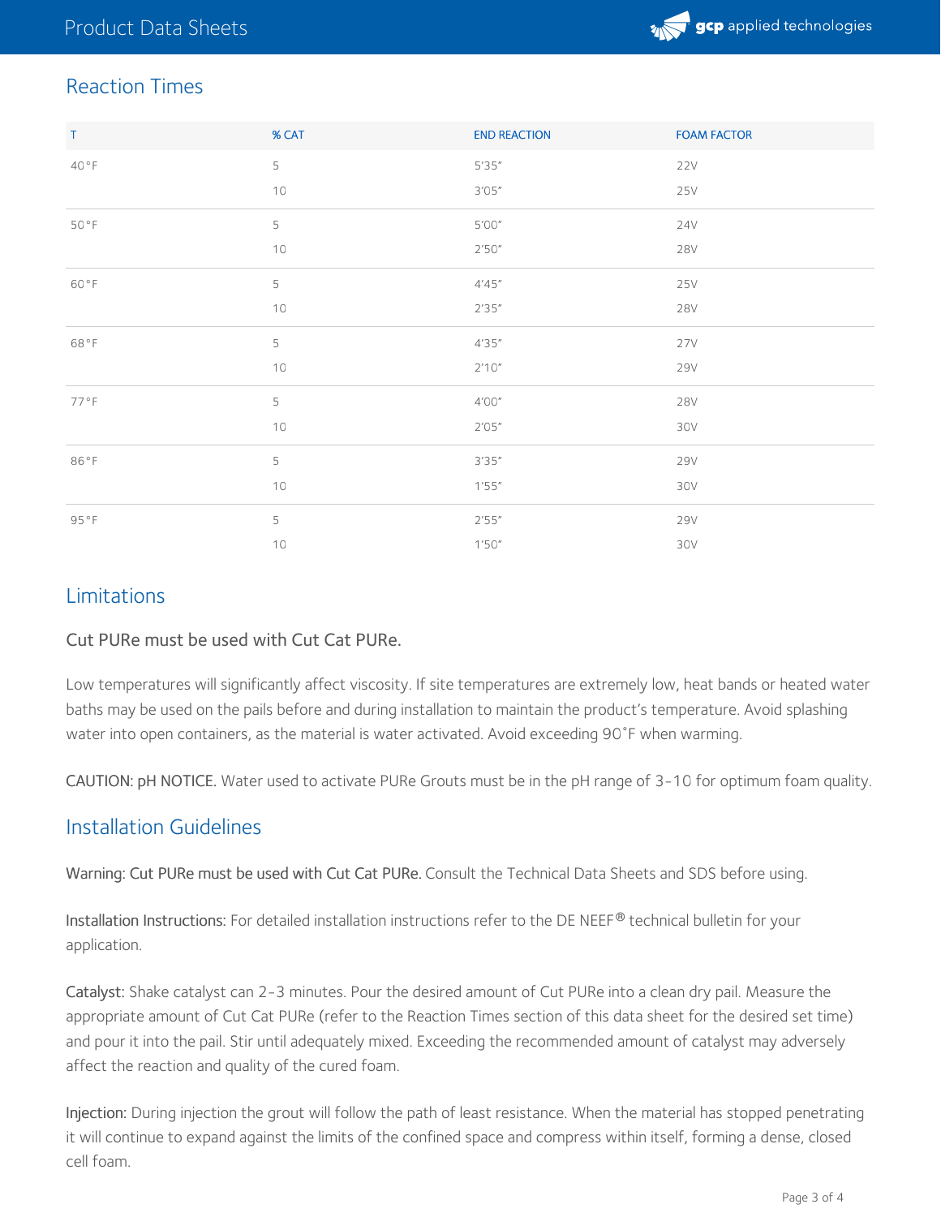## Reaction Times

| T | % CAT | END REACTION | FOAM FACTOR |
| --- | --- | --- | --- |
| 40°F | 5 | 5'35" | 22V |
| | 10 | 3'05" | 25V |
| 50°F | 5 | 5'00" | 24V |
| | 10 | 2'50" | 28V |
| 60°F | 5 | 4'45" | 25V |
| | 10 | 2'35" | 28V |
| 68°F | 5 | 4'35" | 27V |
| | 10 | 2'10" | 29V |
| 77°F | 5 | 4'00" | 28V |
| | 10 | 2'05" | 30V |
| 86°F | 5 | 3'35" | 29V |
| | 10 | 1'55" | 30V |
| 95°F | 5 | 2'55" | 29V |
| | 10 | 1'50" | 30V |

## Limitations

**Cut PURe must be used with Cut Cat PURe.**

Low temperatures will significantly affect viscosity. If site temperatures are extremely low, heat bands or heated water baths may be used on the pails before and during installation to maintain the product's temperature. Avoid splashing water into open containers, as the material is water activated. Avoid exceeding 90°F when warming.

**CAUTION: pH NOTICE.** Water used to activate PURe Grouts must be in the pH range of 3-10 for optimum foam quality.

## Installation Guidelines

**Warning: Cut PURe must be used with Cut Cat PURe.** Consult the Technical Data Sheets and SDS before using.

**Installation Instructions:** For detailed installation instructions refer to the DE NEEF® technical bulletin for your application.

**Catalyst:** Shake catalyst can 2-3 minutes. Pour the desired amount of Cut PURe into a clean dry pail. Measure the appropriate amount of Cut Cat PURe (refer to the Reaction Times section of this data sheet for the desired set time) and pour it into the pail. Stir until adequately mixed. Exceeding the recommended amount of catalyst may adversely affect the reaction and quality of the cured foam.

**Injection:** During injection the grout will follow the path of least resistance. When the material has stopped penetrating it will continue to expand against the limits of the confined space and compress within itself, forming a dense, closed cell foam.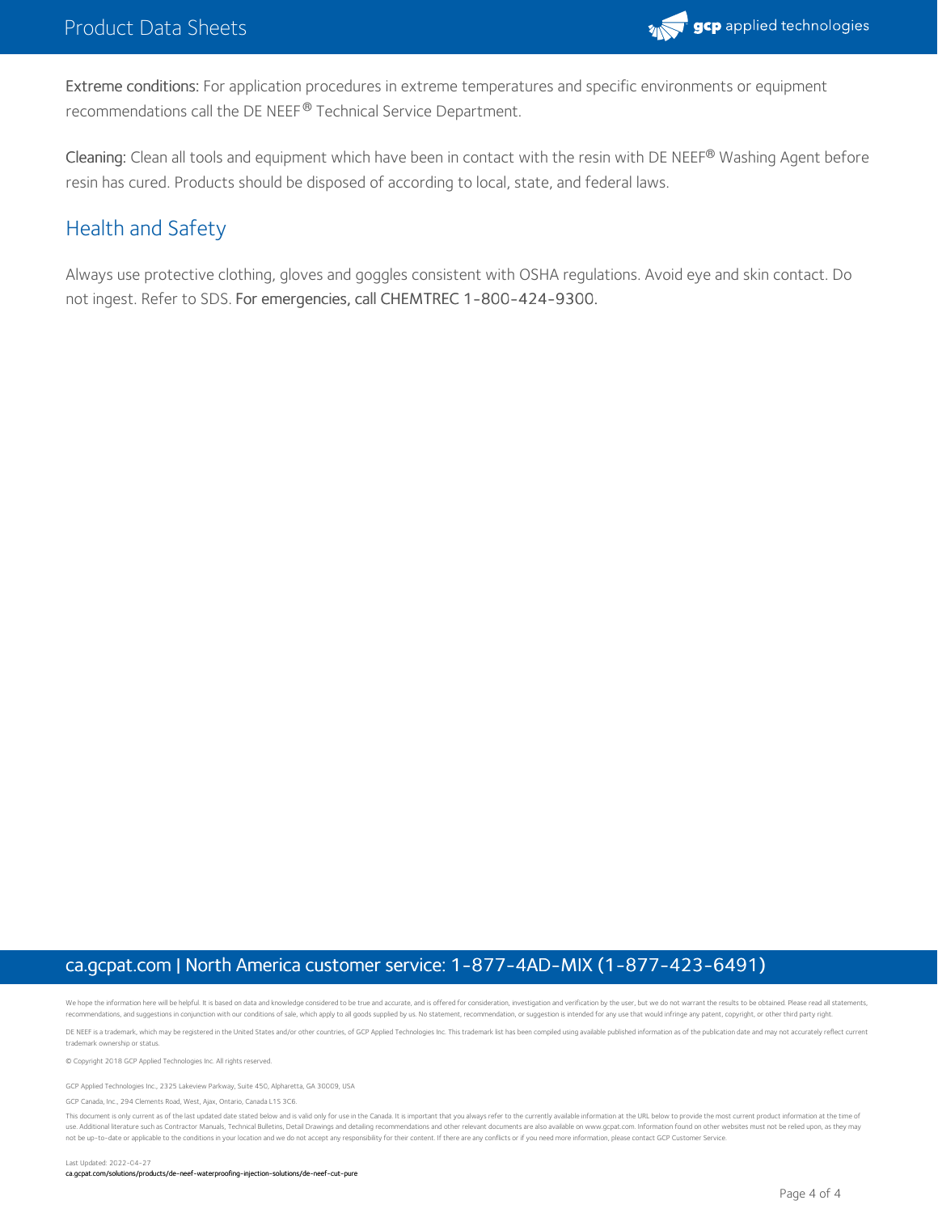**Extreme conditions:** For application procedures in extreme temperatures and specific environments or equipment recommendations call the DE NEEF® Technical Service Department.

**Cleaning:** Clean all tools and equipment which have been in contact with the resin with DE NEEF® Washing Agent before resin has cured. Products should be disposed of according to local, state, and federal laws.

## Health and Safety

Always use protective clothing, gloves and goggles consistent with OSHA regulations. Avoid eye and skin contact. Do not ingest. Refer to SDS. For emergencies, call CHEMTREC 1-800-424-9300.

ca.gcpat.com | North America customer service: 1-877-4AD-MIX (1-877-423-6491)

We hope the information here will be helpful. It is based on data and knowledge considered to be true and accurate, and is offered for consideration, investigation and verification by the user, but we do not warrant the results to be obtained. Please read all statements, recommendations, and suggestions in conjunction with our conditions of sale, which apply to all goods supplied by us. No statement, recommendation, or suggestion is intended for any use that would infringe any patent, copyright, or other third party right.

DE NEEF is a trademark, which may be registered in the United States and/or other countries, of GCP Applied Technologies Inc. This trademark list has been compiled using available published information as of the publication date and may not accurately reflect current trademark ownership or status.

© Copyright 2018 GCP Applied Technologies Inc. All rights reserved.

GCP Applied Technologies Inc., 2325 Lakeview Parkway, Suite 450, Alpharetta, GA 30009, USA

GCP Canada, Inc., 294 Clements Road, West, Ajax, Ontario, Canada L1S 3C6.

This document is only current as of the last updated date stated below and is valid only for use in the Canada. It is important that you always refer to the currently available information at the URL below to provide the most current product information at the time of use. Additional literature such as Contractor Manuals, Technical Bulletins, Detail Drawings and detailing recommendations and other relevant documents are also available on www.gcpat.com. Information found on other websites must not be relied upon, as they may not be up-to-date or applicable to the conditions in your location and we do not accept any responsibility for their content. If there are any conflicts or if you need more information, please contact GCP Customer Service.

Last Updated: 2022-04-27
ca.gcpat.com/solutions/products/de-neef-waterproofing-injection-solutions/de-neef-cut-pure